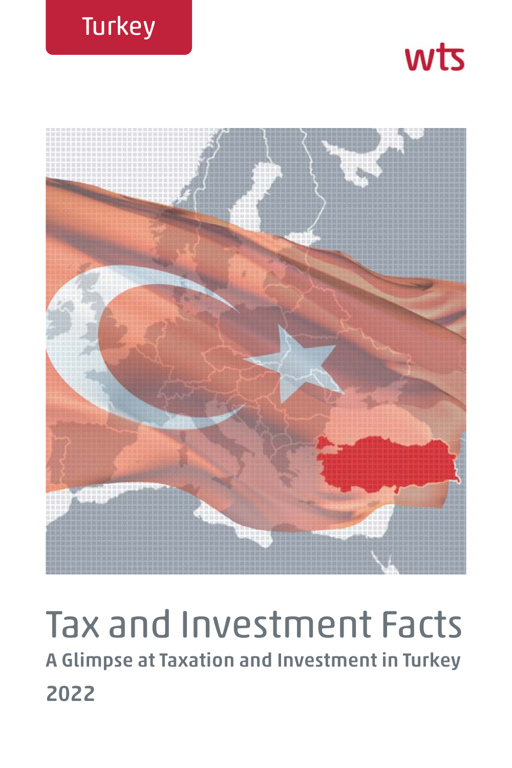Turkey

wts

# Tax and Investment Facts

**A Glimpse at Taxation and Investment in Turkey**

**2022**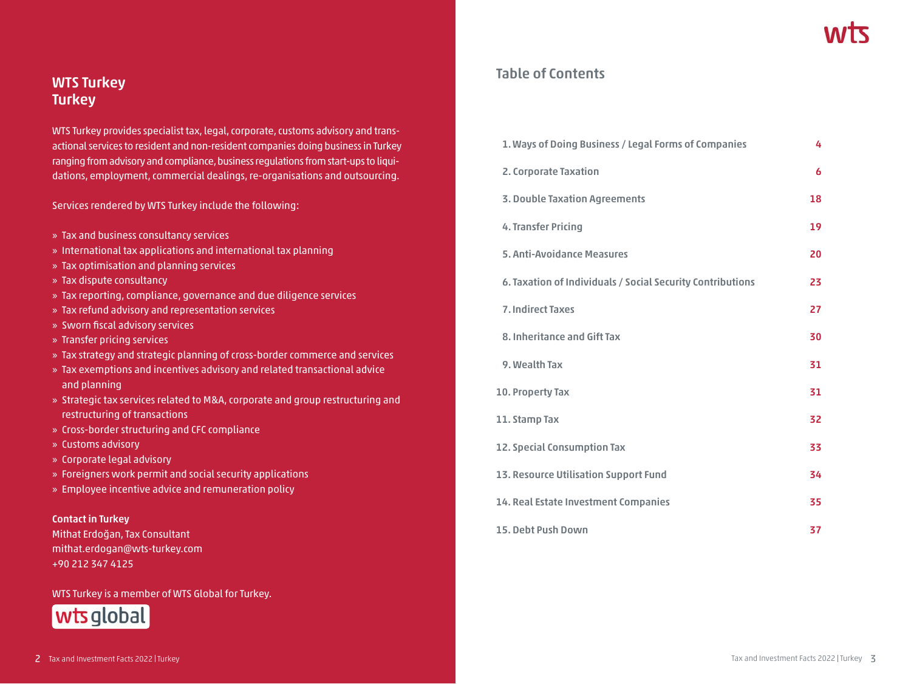## WTS Turkey
## Turkey

WTS Turkey provides specialist tax, legal, corporate, customs advisory and transactional services to resident and non-resident companies doing business in Turkey ranging from advisory and compliance, business regulations from start-ups to liquidations, employment, commercial dealings, re-organisations and outsourcing.

Services rendered by WTS Turkey include the following:

- Tax and business consultancy services
- International tax applications and international tax planning
- Tax optimisation and planning services
- Tax dispute consultancy
- Tax reporting, compliance, governance and due diligence services
- Tax refund advisory and representation services
- Sworn fiscal advisory services
- Transfer pricing services
- Tax strategy and strategic planning of cross-border commerce and services
- Tax exemptions and incentives advisory and related transactional advice and planning
- Strategic tax services related to M&A, corporate and group restructuring and restructuring of transactions
- Cross-border structuring and CFC compliance
- Customs advisory
- Corporate legal advisory
- Foreigners work permit and social security applications
- Employee incentive advice and remuneration policy

**Contact in Turkey**
Mithat Erdoğan, Tax Consultant
mithat.erdogan@wts-turkey.com
+90 212 347 4125

WTS Turkey is a member of WTS Global for Turkey.

## Table of Contents

| | |
|---|---|
| 1. Ways of Doing Business / Legal Forms of Companies | 4 |
| 2. Corporate Taxation | 6 |
| 3. Double Taxation Agreements | 18 |
| 4. Transfer Pricing | 19 |
| 5. Anti-Avoidance Measures | 20 |
| 6. Taxation of Individuals / Social Security Contributions | 23 |
| 7. Indirect Taxes | 27 |
| 8. Inheritance and Gift Tax | 30 |
| 9. Wealth Tax | 31 |
| 10. Property Tax | 31 |
| 11. Stamp Tax | 32 |
| 12. Special Consumption Tax | 33 |
| 13. Resource Utilisation Support Fund | 34 |
| 14. Real Estate Investment Companies | 35 |
| 15. Debt Push Down | 37 |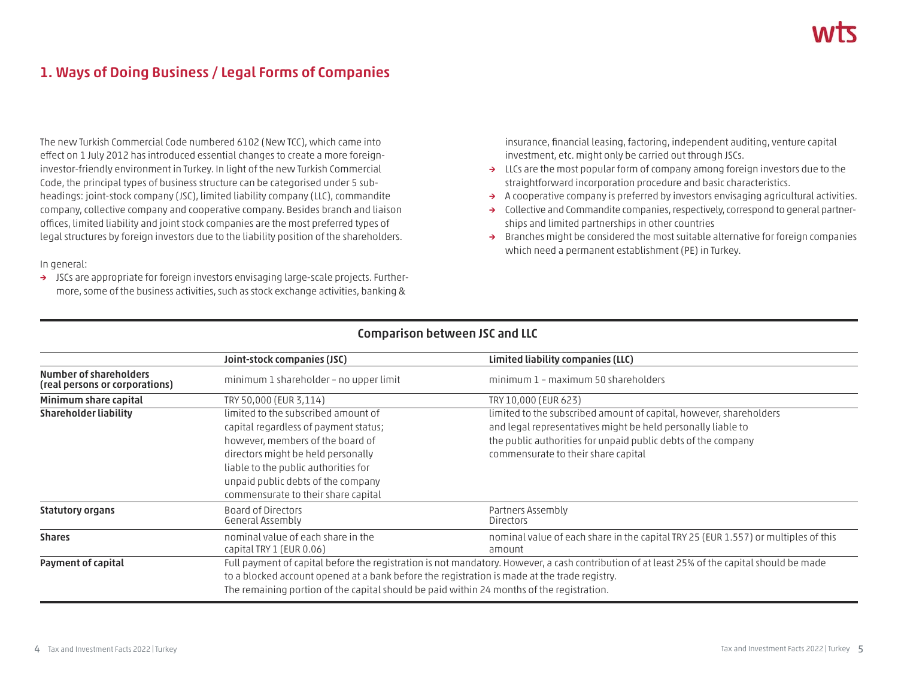## 1. Ways of Doing Business / Legal Forms of Companies

The new Turkish Commercial Code numbered 6102 (New TCC), which came into effect on 1 July 2012 has introduced essential changes to create a more foreign-investor-friendly environment in Turkey. In light of the new Turkish Commercial Code, the principal types of business structure can be categorised under 5 sub-headings: joint-stock company (JSC), limited liability company (LLC), commandite company, collective company and cooperative company. Besides branch and liaison offices, limited liability and joint stock companies are the most preferred types of legal structures by foreign investors due to the liability position of the shareholders.

In general:

- JSCs are appropriate for foreign investors envisaging large-scale projects. Furthermore, some of the business activities, such as stock exchange activities, banking & insurance, financial leasing, factoring, independent auditing, venture capital investment, etc. might only be carried out through JSCs.
- LLCs are the most popular form of company among foreign investors due to the straightforward incorporation procedure and basic characteristics.
- A cooperative company is preferred by investors envisaging agricultural activities.
- Collective and Commandite companies, respectively, correspond to general partnerships and limited partnerships in other countries
- Branches might be considered the most suitable alternative for foreign companies which need a permanent establishment (PE) in Turkey.

### Comparison between JSC and LLC

| | Joint-stock companies (JSC) | Limited liability companies (LLC) |
|---|---|---|
| **Number of shareholders (real persons or corporations)** | minimum 1 shareholder – no upper limit | minimum 1 – maximum 50 shareholders |
| **Minimum share capital** | TRY 50,000 (EUR 3,114) | TRY 10,000 (EUR 623) |
| **Shareholder liability** | limited to the subscribed amount of capital regardless of payment status; however, members of the board of directors might be held personally liable to the public authorities for unpaid public debts of the company commensurate to their share capital | limited to the subscribed amount of capital, however, shareholders and legal representatives might be held personally liable to the public authorities for unpaid public debts of the company commensurate to their share capital |
| **Statutory organs** | Board of Directors<br>General Assembly | Partners Assembly<br>Directors |
| **Shares** | nominal value of each share in the capital TRY 1 (EUR 0.06) | nominal value of each share in the capital TRY 25 (EUR 1.557) or multiples of this amount |
| **Payment of capital** | Full payment of capital before the registration is not mandatory. However, a cash contribution of at least 25% of the capital should be made to a blocked account opened at a bank before the registration is made at the trade registry. The remaining portion of the capital should be paid within 24 months of the registration. | |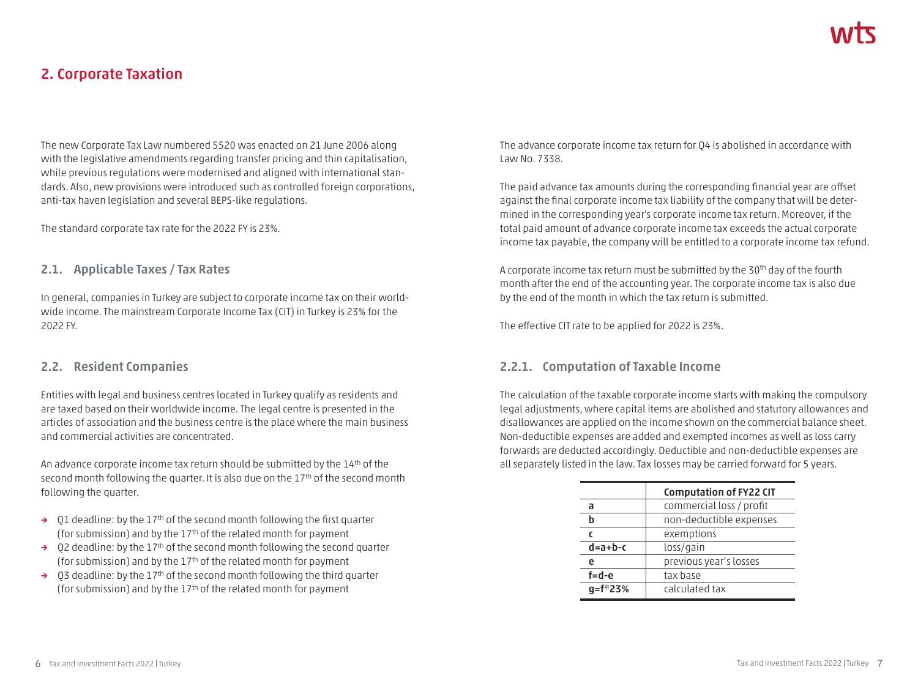## 2. Corporate Taxation

The new Corporate Tax Law numbered 5520 was enacted on 21 June 2006 along with the legislative amendments regarding transfer pricing and thin capitalisation, while previous regulations were modernised and aligned with international standards. Also, new provisions were introduced such as controlled foreign corporations, anti-tax haven legislation and several BEPS-like regulations.

The standard corporate tax rate for the 2022 FY is 23%.

### 2.1. Applicable Taxes / Tax Rates

In general, companies in Turkey are subject to corporate income tax on their worldwide income. The mainstream Corporate Income Tax (CIT) in Turkey is 23% for the 2022 FY.

### 2.2. Resident Companies

Entities with legal and business centres located in Turkey qualify as residents and are taxed based on their worldwide income. The legal centre is presented in the articles of association and the business centre is the place where the main business and commercial activities are concentrated.

An advance corporate income tax return should be submitted by the 14th of the second month following the quarter. It is also due on the 17th of the second month following the quarter.

- Q1 deadline: by the 17th of the second month following the first quarter (for submission) and by the 17th of the related month for payment
- Q2 deadline: by the 17th of the second month following the second quarter (for submission) and by the 17th of the related month for payment
- Q3 deadline: by the 17th of the second month following the third quarter (for submission) and by the 17th of the related month for payment

The advance corporate income tax return for Q4 is abolished in accordance with Law No. 7338.

The paid advance tax amounts during the corresponding financial year are offset against the final corporate income tax liability of the company that will be determined in the corresponding year's corporate income tax return. Moreover, if the total paid amount of advance corporate income tax exceeds the actual corporate income tax payable, the company will be entitled to a corporate income tax refund.

A corporate income tax return must be submitted by the 30th day of the fourth month after the end of the accounting year. The corporate income tax is also due by the end of the month in which the tax return is submitted.

The effective CIT rate to be applied for 2022 is 23%.

#### 2.2.1. Computation of Taxable Income

The calculation of the taxable corporate income starts with making the compulsory legal adjustments, where capital items are abolished and statutory allowances and disallowances are applied on the income shown on the commercial balance sheet. Non-deductible expenses are added and exempted incomes as well as loss carry forwards are deducted accordingly. Deductible and non-deductible expenses are all separately listed in the law. Tax losses may be carried forward for 5 years.

| | Computation of FY22 CIT |
|---|---|
| a | commercial loss / profit |
| b | non-deductible expenses |
| c | exemptions |
| d=a+b-c | loss/gain |
| e | previous year's losses |
| f=d-e | tax base |
| g=f*23% | calculated tax |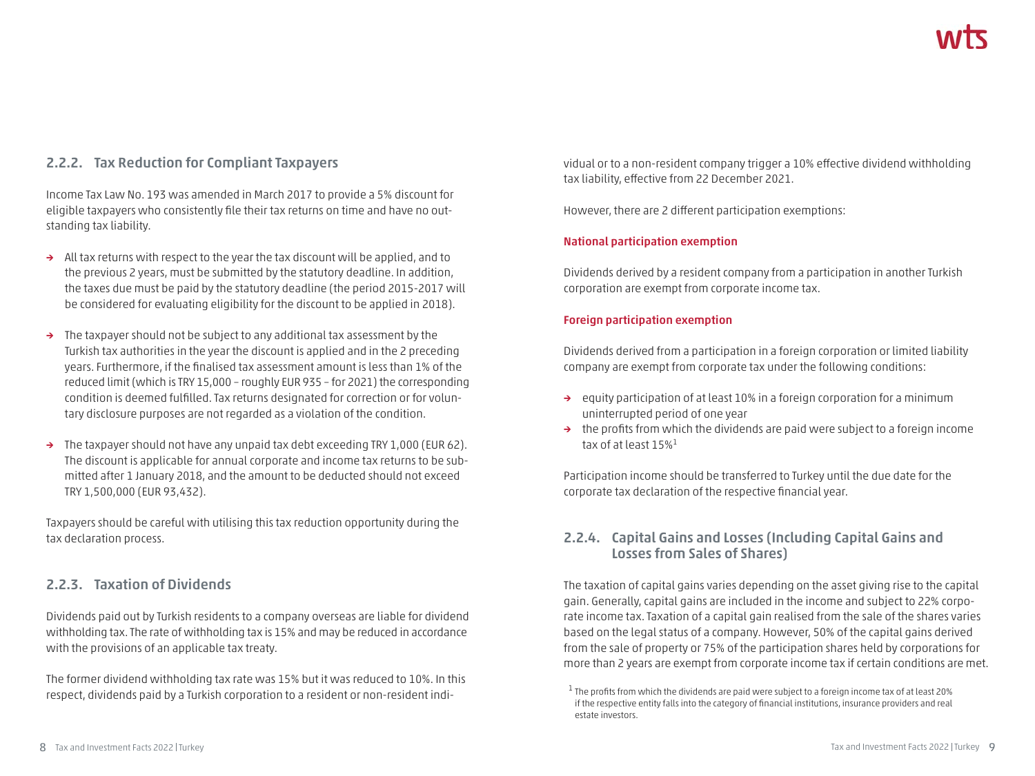### 2.2.2. Tax Reduction for Compliant Taxpayers

Income Tax Law No. 193 was amended in March 2017 to provide a 5% discount for eligible taxpayers who consistently file their tax returns on time and have no outstanding tax liability.

- All tax returns with respect to the year the tax discount will be applied, and to the previous 2 years, must be submitted by the statutory deadline. In addition, the taxes due must be paid by the statutory deadline (the period 2015-2017 will be considered for evaluating eligibility for the discount to be applied in 2018).
- The taxpayer should not be subject to any additional tax assessment by the Turkish tax authorities in the year the discount is applied and in the 2 preceding years. Furthermore, if the finalised tax assessment amount is less than 1% of the reduced limit (which is TRY 15,000 – roughly EUR 935 – for 2021) the corresponding condition is deemed fulfilled. Tax returns designated for correction or for voluntary disclosure purposes are not regarded as a violation of the condition.
- The taxpayer should not have any unpaid tax debt exceeding TRY 1,000 (EUR 62). The discount is applicable for annual corporate and income tax returns to be submitted after 1 January 2018, and the amount to be deducted should not exceed TRY 1,500,000 (EUR 93,432).

Taxpayers should be careful with utilising this tax reduction opportunity during the tax declaration process.

### 2.2.3. Taxation of Dividends

Dividends paid out by Turkish residents to a company overseas are liable for dividend withholding tax. The rate of withholding tax is 15% and may be reduced in accordance with the provisions of an applicable tax treaty.

The former dividend withholding tax rate was 15% but it was reduced to 10%. In this respect, dividends paid by a Turkish corporation to a resident or non-resident individual or to a non-resident company trigger a 10% effective dividend withholding tax liability, effective from 22 December 2021.

However, there are 2 different participation exemptions:

**National participation exemption**

Dividends derived by a resident company from a participation in another Turkish corporation are exempt from corporate income tax.

**Foreign participation exemption**

Dividends derived from a participation in a foreign corporation or limited liability company are exempt from corporate tax under the following conditions:

- equity participation of at least 10% in a foreign corporation for a minimum uninterrupted period of one year
- the profits from which the dividends are paid were subject to a foreign income tax of at least 15%[1]

Participation income should be transferred to Turkey until the due date for the corporate tax declaration of the respective financial year.

### 2.2.4. Capital Gains and Losses (Including Capital Gains and Losses from Sales of Shares)

The taxation of capital gains varies depending on the asset giving rise to the capital gain. Generally, capital gains are included in the income and subject to 22% corporate income tax. Taxation of a capital gain realised from the sale of the shares varies based on the legal status of a company. However, 50% of the capital gains derived from the sale of property or 75% of the participation shares held by corporations for more than 2 years are exempt from corporate income tax if certain conditions are met.

[1] The profits from which the dividends are paid were subject to a foreign income tax of at least 20% if the respective entity falls into the category of financial institutions, insurance providers and real estate investors.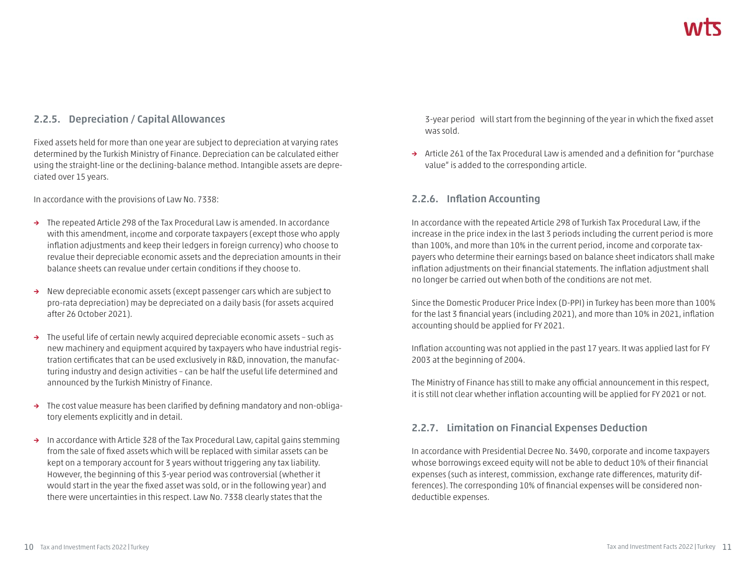### 2.2.5. Depreciation / Capital Allowances

Fixed assets held for more than one year are subject to depreciation at varying rates determined by the Turkish Ministry of Finance. Depreciation can be calculated either using the straight-line or the declining-balance method. Intangible assets are depreciated over 15 years.

In accordance with the provisions of Law No. 7338:

- The repeated Article 298 of the Tax Procedural Law is amended. In accordance with this amendment, income and corporate taxpayers (except those who apply inflation adjustments and keep their ledgers in foreign currency) who choose to revalue their depreciable economic assets and the depreciation amounts in their balance sheets can revalue under certain conditions if they choose to.
- New depreciable economic assets (except passenger cars which are subject to pro-rata depreciation) may be depreciated on a daily basis (for assets acquired after 26 October 2021).
- The useful life of certain newly acquired depreciable economic assets – such as new machinery and equipment acquired by taxpayers who have industrial registration certificates that can be used exclusively in R&D, innovation, the manufacturing industry and design activities – can be half the useful life determined and announced by the Turkish Ministry of Finance.
- The cost value measure has been clarified by defining mandatory and non-obligatory elements explicitly and in detail.
- In accordance with Article 328 of the Tax Procedural Law, capital gains stemming from the sale of fixed assets which will be replaced with similar assets can be kept on a temporary account for 3 years without triggering any tax liability. However, the beginning of this 3-year period was controversial (whether it would start in the year the fixed asset was sold, or in the following year) and there were uncertainties in this respect. Law No. 7338 clearly states that the 3-year period will start from the beginning of the year in which the fixed asset was sold.
- Article 261 of the Tax Procedural Law is amended and a definition for "purchase value" is added to the corresponding article.

### 2.2.6. Inflation Accounting

In accordance with the repeated Article 298 of Turkish Tax Procedural Law, if the increase in the price index in the last 3 periods including the current period is more than 100%, and more than 10% in the current period, income and corporate taxpayers who determine their earnings based on balance sheet indicators shall make inflation adjustments on their financial statements. The inflation adjustment shall no longer be carried out when both of the conditions are not met.

Since the Domestic Producer Price İndex (D-PPI) in Turkey has been more than 100% for the last 3 financial years (including 2021), and more than 10% in 2021, inflation accounting should be applied for FY 2021.

Inflation accounting was not applied in the past 17 years. It was applied last for FY 2003 at the beginning of 2004.

The Ministry of Finance has still to make any official announcement in this respect, it is still not clear whether inflation accounting will be applied for FY 2021 or not.

### 2.2.7. Limitation on Financial Expenses Deduction

In accordance with Presidential Decree No. 3490, corporate and income taxpayers whose borrowings exceed equity will not be able to deduct 10% of their financial expenses (such as interest, commission, exchange rate differences, maturity differences). The corresponding 10% of financial expenses will be considered non-deductible expenses.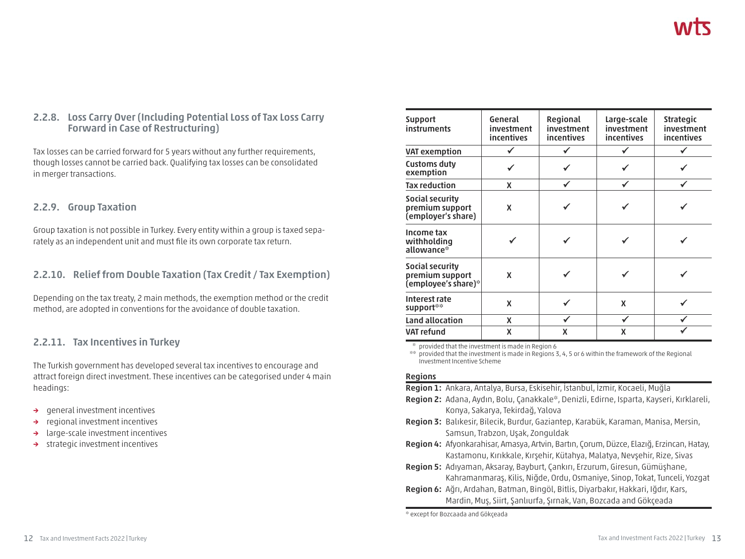### 2.2.8. Loss Carry Over (Including Potential Loss of Tax Loss Carry Forward in Case of Restructuring)

Tax losses can be carried forward for 5 years without any further requirements, though losses cannot be carried back. Qualifying tax losses can be consolidated in merger transactions.

### 2.2.9. Group Taxation

Group taxation is not possible in Turkey. Every entity within a group is taxed separately as an independent unit and must file its own corporate tax return.

### 2.2.10. Relief from Double Taxation (Tax Credit / Tax Exemption)

Depending on the tax treaty, 2 main methods, the exemption method or the credit method, are adopted in conventions for the avoidance of double taxation.

### 2.2.11. Tax Incentives in Turkey

The Turkish government has developed several tax incentives to encourage and attract foreign direct investment. These incentives can be categorised under 4 main headings:

- general investment incentives
- regional investment incentives
- large-scale investment incentives
- strategic investment incentives

| Support instruments | General investment incentives | Regional investment incentives | Large-scale investment incentives | Strategic investment incentives |
|---|---|---|---|---|
| VAT exemption | ✓ | ✓ | ✓ | ✓ |
| Customs duty exemption | ✓ | ✓ | ✓ | ✓ |
| Tax reduction | X | ✓ | ✓ | ✓ |
| Social security premium support (employer's share) | X | ✓ | ✓ | ✓ |
| Income tax withholding allowance* | ✓ | ✓ | ✓ | ✓ |
| Social security premium support (employee's share)* | X | ✓ | ✓ | ✓ |
| Interest rate support** | X | ✓ | X | ✓ |
| Land allocation | X | ✓ | ✓ | ✓ |
| VAT refund | X | X | X | ✓ |

\* provided that the investment is made in Region 6
\** provided that the investment is made in Regions 3, 4, 5 or 6 within the framework of the Regional Investment Incentive Scheme

**Regions**

**Region 1:** Ankara, Antalya, Bursa, Eskisehir, İstanbul, İzmir, Kocaeli, Muğla

**Region 2:** Adana, Aydın, Bolu, Çanakkale*, Denizli, Edirne, Isparta, Kayseri, Kırklareli, Konya, Sakarya, Tekirdağ, Yalova

**Region 3:** Balıkesir, Bilecik, Burdur, Gaziantep, Karabük, Karaman, Manisa, Mersin, Samsun, Trabzon, Uşak, Zonguldak

**Region 4:** Afyonkarahisar, Amasya, Artvin, Bartın, Çorum, Düzce, Elazığ, Erzincan, Hatay, Kastamonu, Kırıkkale, Kırşehir, Kütahya, Malatya, Nevşehir, Rize, Sivas

**Region 5:** Adıyaman, Aksaray, Bayburt, Çankırı, Erzurum, Giresun, Gümüşhane, Kahramanmaraş, Kilis, Niğde, Ordu, Osmaniye, Sinop, Tokat, Tunceli, Yozgat

**Region 6:** Ağrı, Ardahan, Batman, Bingöl, Bitlis, Diyarbakır, Hakkari, Iğdır, Kars, Mardin, Muş, Siirt, Şanlıurfa, Şırnak, Van, Bozcada and Gökçeada

\* except for Bozcaada and Gökçeada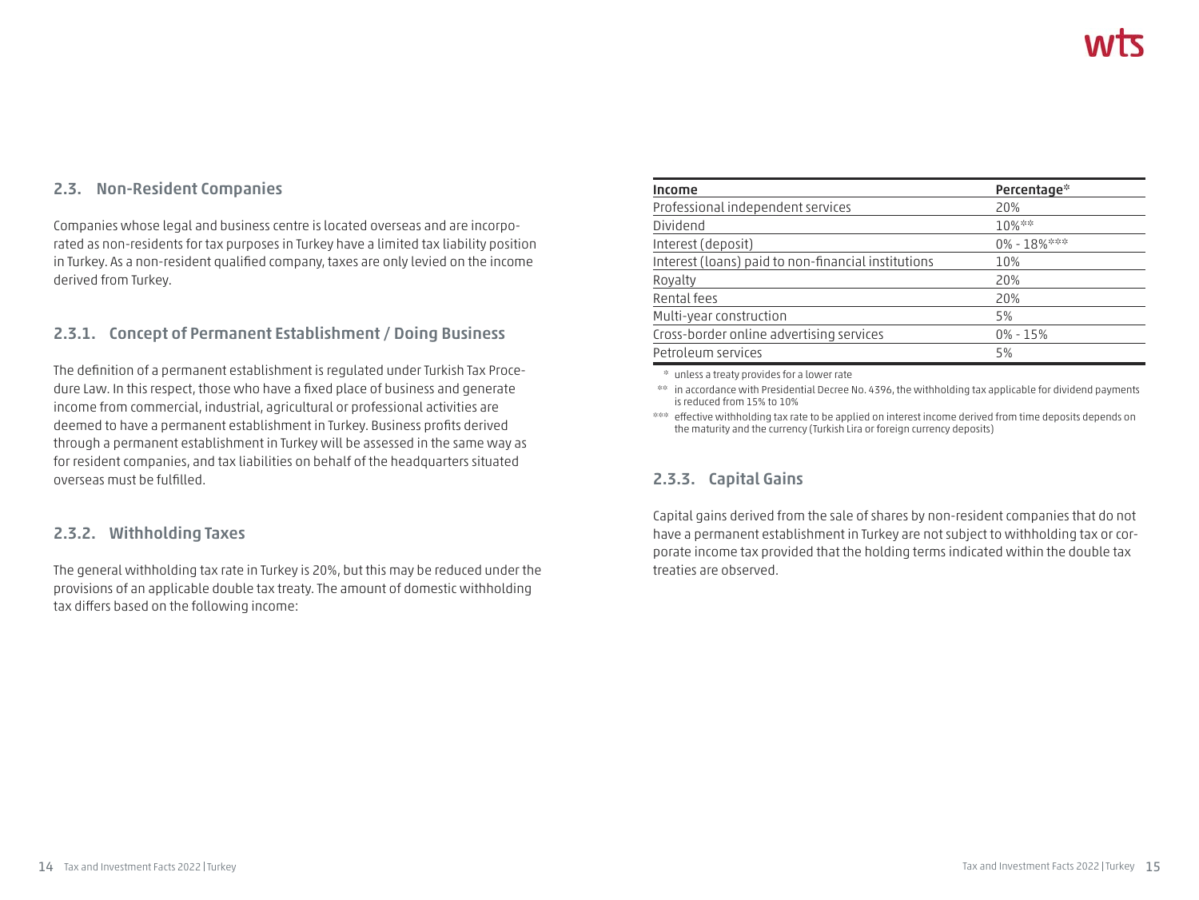## 2.3. Non-Resident Companies

Companies whose legal and business centre is located overseas and are incorporated as non-residents for tax purposes in Turkey have a limited tax liability position in Turkey. As a non-resident qualified company, taxes are only levied on the income derived from Turkey.

### 2.3.1. Concept of Permanent Establishment / Doing Business

The definition of a permanent establishment is regulated under Turkish Tax Procedure Law. In this respect, those who have a fixed place of business and generate income from commercial, industrial, agricultural or professional activities are deemed to have a permanent establishment in Turkey. Business profits derived through a permanent establishment in Turkey will be assessed in the same way as for resident companies, and tax liabilities on behalf of the headquarters situated overseas must be fulfilled.

### 2.3.2. Withholding Taxes

The general withholding tax rate in Turkey is 20%, but this may be reduced under the provisions of an applicable double tax treaty. The amount of domestic withholding tax differs based on the following income:

| Income | Percentage* |
|---|---|
| Professional independent services | 20% |
| Dividend | 10%** |
| Interest (deposit) | 0% - 18%*** |
| Interest (loans) paid to non-financial institutions | 10% |
| Royalty | 20% |
| Rental fees | 20% |
| Multi-year construction | 5% |
| Cross-border online advertising services | 0% - 15% |
| Petroleum services | 5% |

\* unless a treaty provides for a lower rate

** in accordance with Presidential Decree No. 4396, the withholding tax applicable for dividend payments is reduced from 15% to 10%

*** effective withholding tax rate to be applied on interest income derived from time deposits depends on the maturity and the currency (Turkish Lira or foreign currency deposits)

### 2.3.3. Capital Gains

Capital gains derived from the sale of shares by non-resident companies that do not have a permanent establishment in Turkey are not subject to withholding tax or corporate income tax provided that the holding terms indicated within the double tax treaties are observed.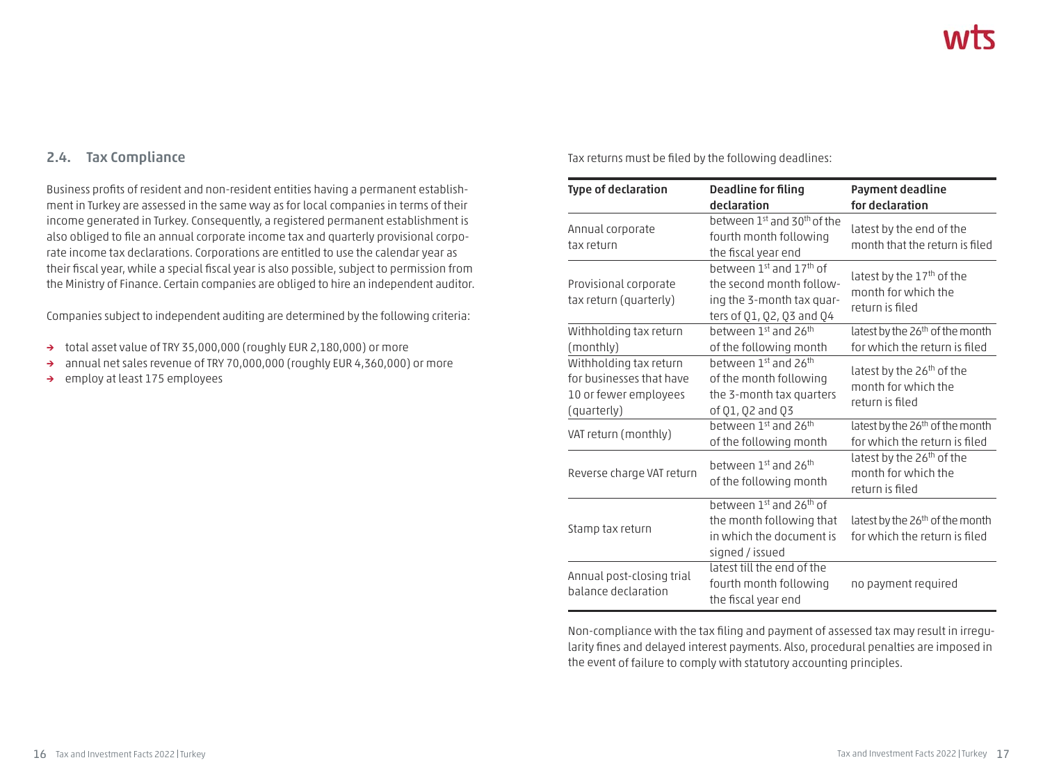## 2.4. Tax Compliance

Business profits of resident and non-resident entities having a permanent establishment in Turkey are assessed in the same way as for local companies in terms of their income generated in Turkey. Consequently, a registered permanent establishment is also obliged to file an annual corporate income tax and quarterly provisional corporate income tax declarations. Corporations are entitled to use the calendar year as their fiscal year, while a special fiscal year is also possible, subject to permission from the Ministry of Finance. Certain companies are obliged to hire an independent auditor.

Companies subject to independent auditing are determined by the following criteria:

- total asset value of TRY 35,000,000 (roughly EUR 2,180,000) or more
- annual net sales revenue of TRY 70,000,000 (roughly EUR 4,360,000) or more
- employ at least 175 employees

Tax returns must be filed by the following deadlines:

| Type of declaration | Deadline for filing declaration | Payment deadline for declaration |
|---|---|---|
| Annual corporate tax return | between 1st and 30th of the fourth month following the fiscal year end | latest by the end of the month that the return is filed |
| Provisional corporate tax return (quarterly) | between 1st and 17th of the second month following the 3-month tax quarters of Q1, Q2, Q3 and Q4 | latest by the 17th of the month for which the return is filed |
| Withholding tax return (monthly) | between 1st and 26th of the following month | latest by the 26th of the month for which the return is filed |
| Withholding tax return for businesses that have 10 or fewer employees (quarterly) | between 1st and 26th of the month following the 3-month tax quarters of Q1, Q2 and Q3 | latest by the 26th of the month for which the return is filed |
| VAT return (monthly) | between 1st and 26th of the following month | latest by the 26th of the month for which the return is filed |
| Reverse charge VAT return | between 1st and 26th of the following month | latest by the 26th of the month for which the return is filed |
| Stamp tax return | between 1st and 26th of the month following that in which the document is signed / issued | latest by the 26th of the month for which the return is filed |
| Annual post-closing trial balance declaration | latest till the end of the fourth month following the fiscal year end | no payment required |

Non-compliance with the tax filing and payment of assessed tax may result in irregularity fines and delayed interest payments. Also, procedural penalties are imposed in the event of failure to comply with statutory accounting principles.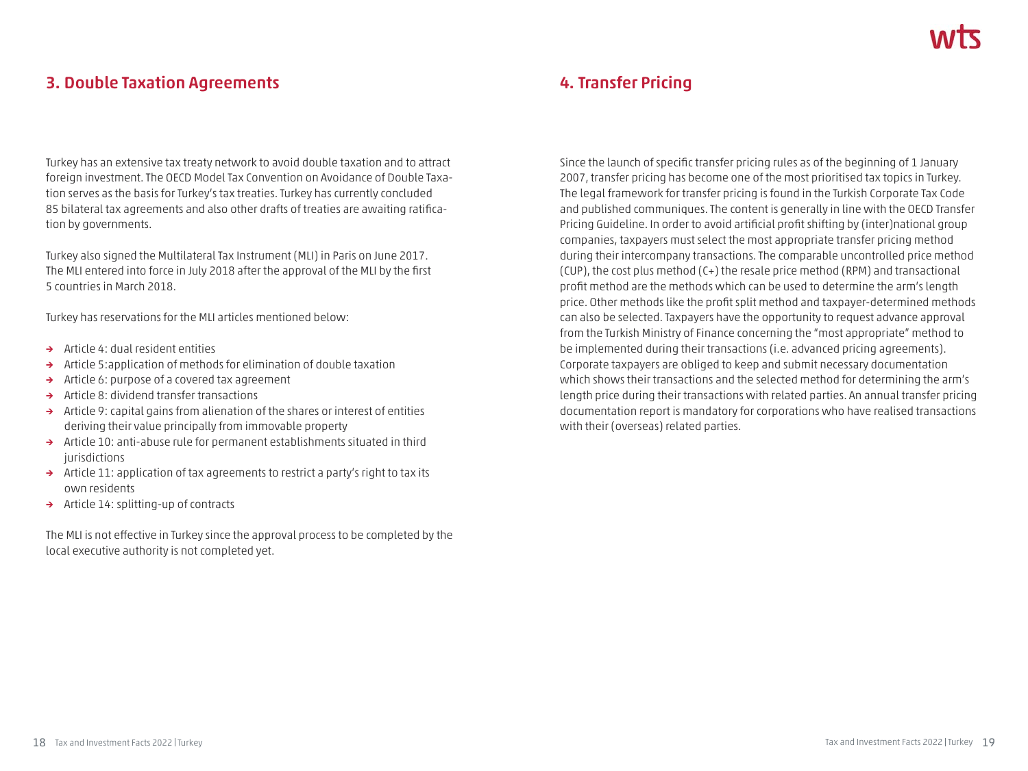## 3. Double Taxation Agreements

Turkey has an extensive tax treaty network to avoid double taxation and to attract foreign investment. The OECD Model Tax Convention on Avoidance of Double Taxation serves as the basis for Turkey's tax treaties. Turkey has currently concluded 85 bilateral tax agreements and also other drafts of treaties are awaiting ratification by governments.

Turkey also signed the Multilateral Tax Instrument (MLI) in Paris on June 2017. The MLI entered into force in July 2018 after the approval of the MLI by the first 5 countries in March 2018.

Turkey has reservations for the MLI articles mentioned below:

- Article 4: dual resident entities
- Article 5:application of methods for elimination of double taxation
- Article 6: purpose of a covered tax agreement
- Article 8: dividend transfer transactions
- Article 9: capital gains from alienation of the shares or interest of entities deriving their value principally from immovable property
- Article 10: anti-abuse rule for permanent establishments situated in third jurisdictions
- Article 11: application of tax agreements to restrict a party's right to tax its own residents
- Article 14: splitting-up of contracts

The MLI is not effective in Turkey since the approval process to be completed by the local executive authority is not completed yet.

## 4. Transfer Pricing

Since the launch of specific transfer pricing rules as of the beginning of 1 January 2007, transfer pricing has become one of the most prioritised tax topics in Turkey. The legal framework for transfer pricing is found in the Turkish Corporate Tax Code and published communiques. The content is generally in line with the OECD Transfer Pricing Guideline. In order to avoid artificial profit shifting by (inter)national group companies, taxpayers must select the most appropriate transfer pricing method during their intercompany transactions. The comparable uncontrolled price method (CUP), the cost plus method (C+) the resale price method (RPM) and transactional profit method are the methods which can be used to determine the arm's length price. Other methods like the profit split method and taxpayer-determined methods can also be selected. Taxpayers have the opportunity to request advance approval from the Turkish Ministry of Finance concerning the "most appropriate" method to be implemented during their transactions (i.e. advanced pricing agreements). Corporate taxpayers are obliged to keep and submit necessary documentation which shows their transactions and the selected method for determining the arm's length price during their transactions with related parties. An annual transfer pricing documentation report is mandatory for corporations who have realised transactions with their (overseas) related parties.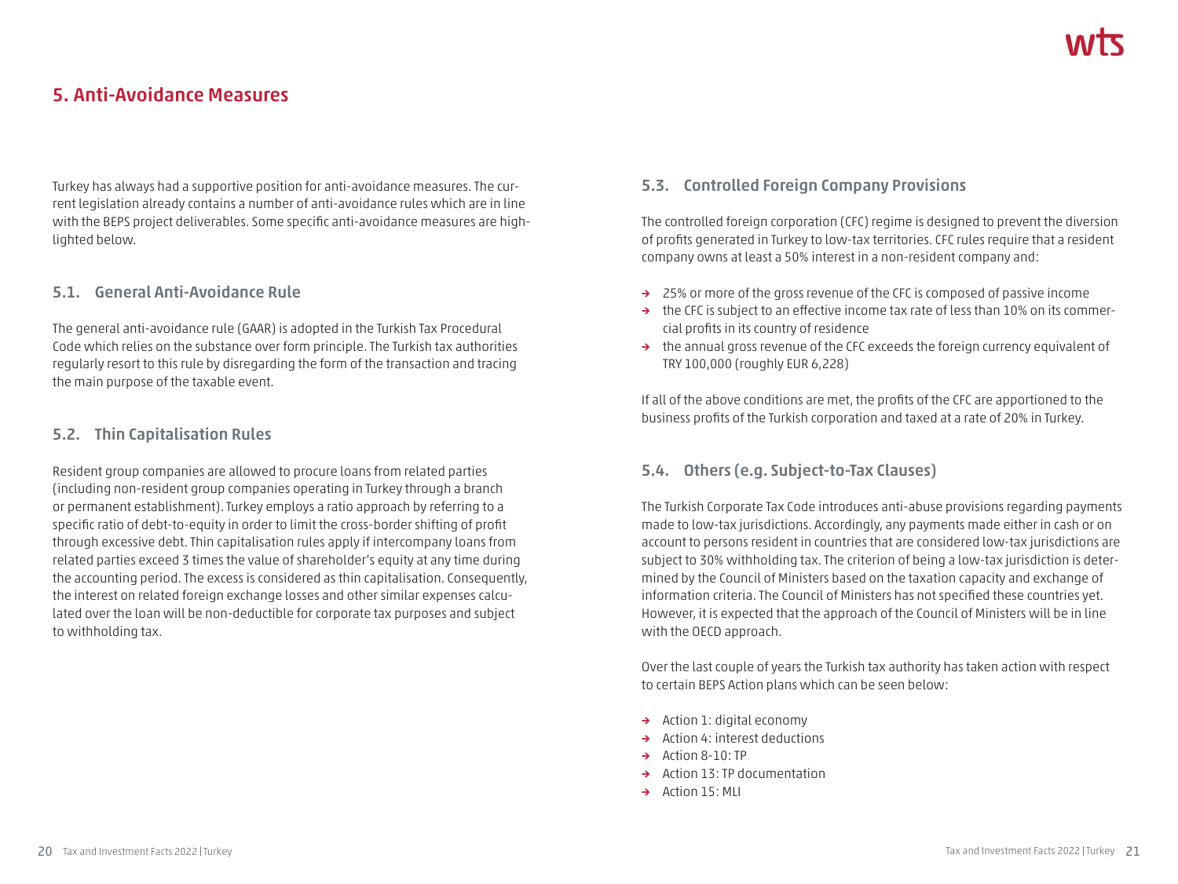# 5. Anti-Avoidance Measures

Turkey has always had a supportive position for anti-avoidance measures. The current legislation already contains a number of anti-avoidance rules which are in line with the BEPS project deliverables. Some specific anti-avoidance measures are highlighted below.

## 5.1. General Anti-Avoidance Rule

The general anti-avoidance rule (GAAR) is adopted in the Turkish Tax Procedural Code which relies on the substance over form principle. The Turkish tax authorities regularly resort to this rule by disregarding the form of the transaction and tracing the main purpose of the taxable event.

## 5.2. Thin Capitalisation Rules

Resident group companies are allowed to procure loans from related parties (including non-resident group companies operating in Turkey through a branch or permanent establishment). Turkey employs a ratio approach by referring to a specific ratio of debt-to-equity in order to limit the cross-border shifting of profit through excessive debt. Thin capitalisation rules apply if intercompany loans from related parties exceed 3 times the value of shareholder's equity at any time during the accounting period. The excess is considered as thin capitalisation. Consequently, the interest on related foreign exchange losses and other similar expenses calculated over the loan will be non-deductible for corporate tax purposes and subject to withholding tax.

## 5.3. Controlled Foreign Company Provisions

The controlled foreign corporation (CFC) regime is designed to prevent the diversion of profits generated in Turkey to low-tax territories. CFC rules require that a resident company owns at least a 50% interest in a non-resident company and:

- 25% or more of the gross revenue of the CFC is composed of passive income
- the CFC is subject to an effective income tax rate of less than 10% on its commercial profits in its country of residence
- the annual gross revenue of the CFC exceeds the foreign currency equivalent of TRY 100,000 (roughly EUR 6,228)

If all of the above conditions are met, the profits of the CFC are apportioned to the business profits of the Turkish corporation and taxed at a rate of 20% in Turkey.

## 5.4. Others (e.g. Subject-to-Tax Clauses)

The Turkish Corporate Tax Code introduces anti-abuse provisions regarding payments made to low-tax jurisdictions. Accordingly, any payments made either in cash or on account to persons resident in countries that are considered low-tax jurisdictions are subject to 30% withholding tax. The criterion of being a low-tax jurisdiction is determined by the Council of Ministers based on the taxation capacity and exchange of information criteria. The Council of Ministers has not specified these countries yet. However, it is expected that the approach of the Council of Ministers will be in line with the OECD approach.

Over the last couple of years the Turkish tax authority has taken action with respect to certain BEPS Action plans which can be seen below:

- Action 1: digital economy
- Action 4: interest deductions
- Action 8-10: TP
- Action 13: TP documentation
- Action 15: MLI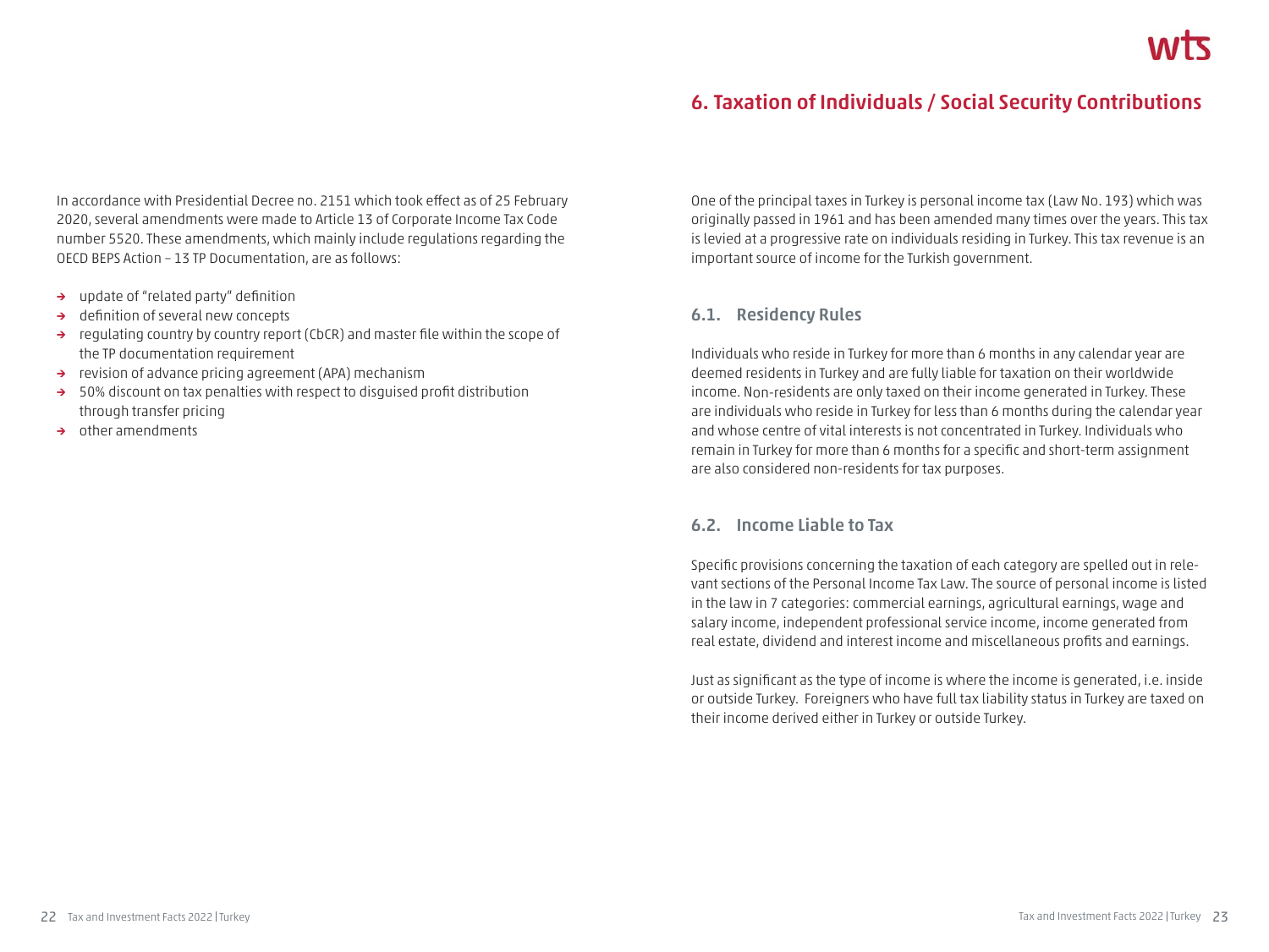In accordance with Presidential Decree no. 2151 which took effect as of 25 February 2020, several amendments were made to Article 13 of Corporate Income Tax Code number 5520. These amendments, which mainly include regulations regarding the OECD BEPS Action – 13 TP Documentation, are as follows:

- update of "related party" definition
- definition of several new concepts
- regulating country by country report (CbCR) and master file within the scope of the TP documentation requirement
- revision of advance pricing agreement (APA) mechanism
- 50% discount on tax penalties with respect to disguised profit distribution through transfer pricing
- other amendments

# 6. Taxation of Individuals / Social Security Contributions

One of the principal taxes in Turkey is personal income tax (Law No. 193) which was originally passed in 1961 and has been amended many times over the years. This tax is levied at a progressive rate on individuals residing in Turkey. This tax revenue is an important source of income for the Turkish government.

## 6.1. Residency Rules

Individuals who reside in Turkey for more than 6 months in any calendar year are deemed residents in Turkey and are fully liable for taxation on their worldwide income. Non-residents are only taxed on their income generated in Turkey. These are individuals who reside in Turkey for less than 6 months during the calendar year and whose centre of vital interests is not concentrated in Turkey. Individuals who remain in Turkey for more than 6 months for a specific and short-term assignment are also considered non-residents for tax purposes.

## 6.2. Income Liable to Tax

Specific provisions concerning the taxation of each category are spelled out in relevant sections of the Personal Income Tax Law. The source of personal income is listed in the law in 7 categories: commercial earnings, agricultural earnings, wage and salary income, independent professional service income, income generated from real estate, dividend and interest income and miscellaneous profits and earnings.

Just as significant as the type of income is where the income is generated, i.e. inside or outside Turkey. Foreigners who have full tax liability status in Turkey are taxed on their income derived either in Turkey or outside Turkey.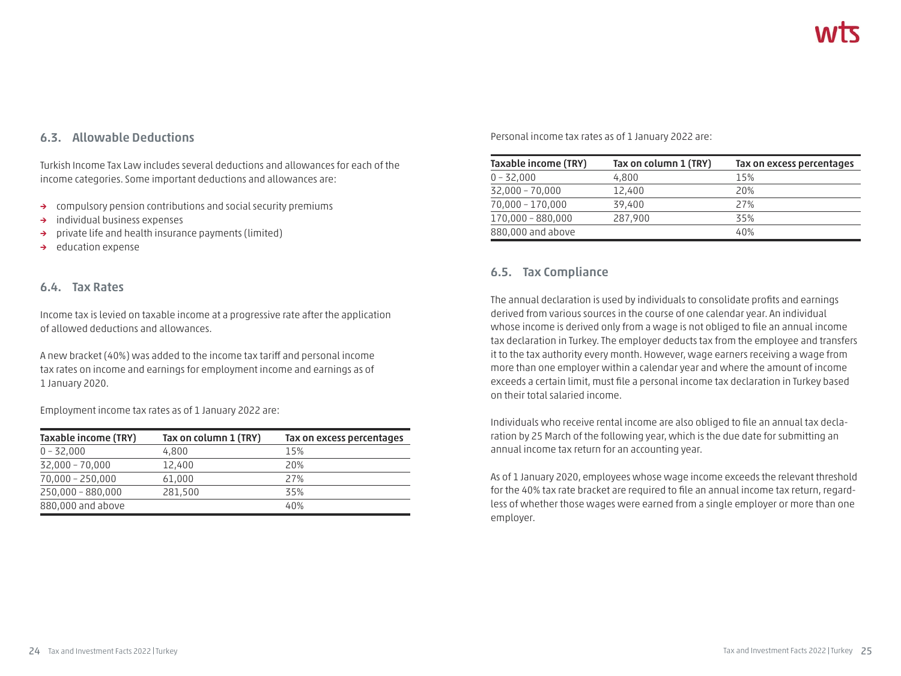### 6.3. Allowable Deductions

Turkish Income Tax Law includes several deductions and allowances for each of the income categories. Some important deductions and allowances are:

- compulsory pension contributions and social security premiums
- individual business expenses
- private life and health insurance payments (limited)
- education expense

### 6.4. Tax Rates

Income tax is levied on taxable income at a progressive rate after the application of allowed deductions and allowances.

A new bracket (40%) was added to the income tax tariff and personal income tax rates on income and earnings for employment income and earnings as of 1 January 2020.

Employment income tax rates as of 1 January 2022 are:

| Taxable income (TRY) | Tax on column 1 (TRY) | Tax on excess percentages |
|---|---|---|
| 0 – 32,000 | 4,800 | 15% |
| 32,000 – 70,000 | 12,400 | 20% |
| 70,000 – 250,000 | 61,000 | 27% |
| 250,000 – 880,000 | 281,500 | 35% |
| 880,000 and above | | 40% |

Personal income tax rates as of 1 January 2022 are:

| Taxable income (TRY) | Tax on column 1 (TRY) | Tax on excess percentages |
|---|---|---|
| 0 – 32,000 | 4,800 | 15% |
| 32,000 – 70,000 | 12,400 | 20% |
| 70,000 – 170,000 | 39,400 | 27% |
| 170,000 – 880,000 | 287,900 | 35% |
| 880,000 and above | | 40% |

### 6.5. Tax Compliance

The annual declaration is used by individuals to consolidate profits and earnings derived from various sources in the course of one calendar year. An individual whose income is derived only from a wage is not obliged to file an annual income tax declaration in Turkey. The employer deducts tax from the employee and transfers it to the tax authority every month. However, wage earners receiving a wage from more than one employer within a calendar year and where the amount of income exceeds a certain limit, must file a personal income tax declaration in Turkey based on their total salaried income.

Individuals who receive rental income are also obliged to file an annual tax declaration by 25 March of the following year, which is the due date for submitting an annual income tax return for an accounting year.

As of 1 January 2020, employees whose wage income exceeds the relevant threshold for the 40% tax rate bracket are required to file an annual income tax return, regardless of whether those wages were earned from a single employer or more than one employer.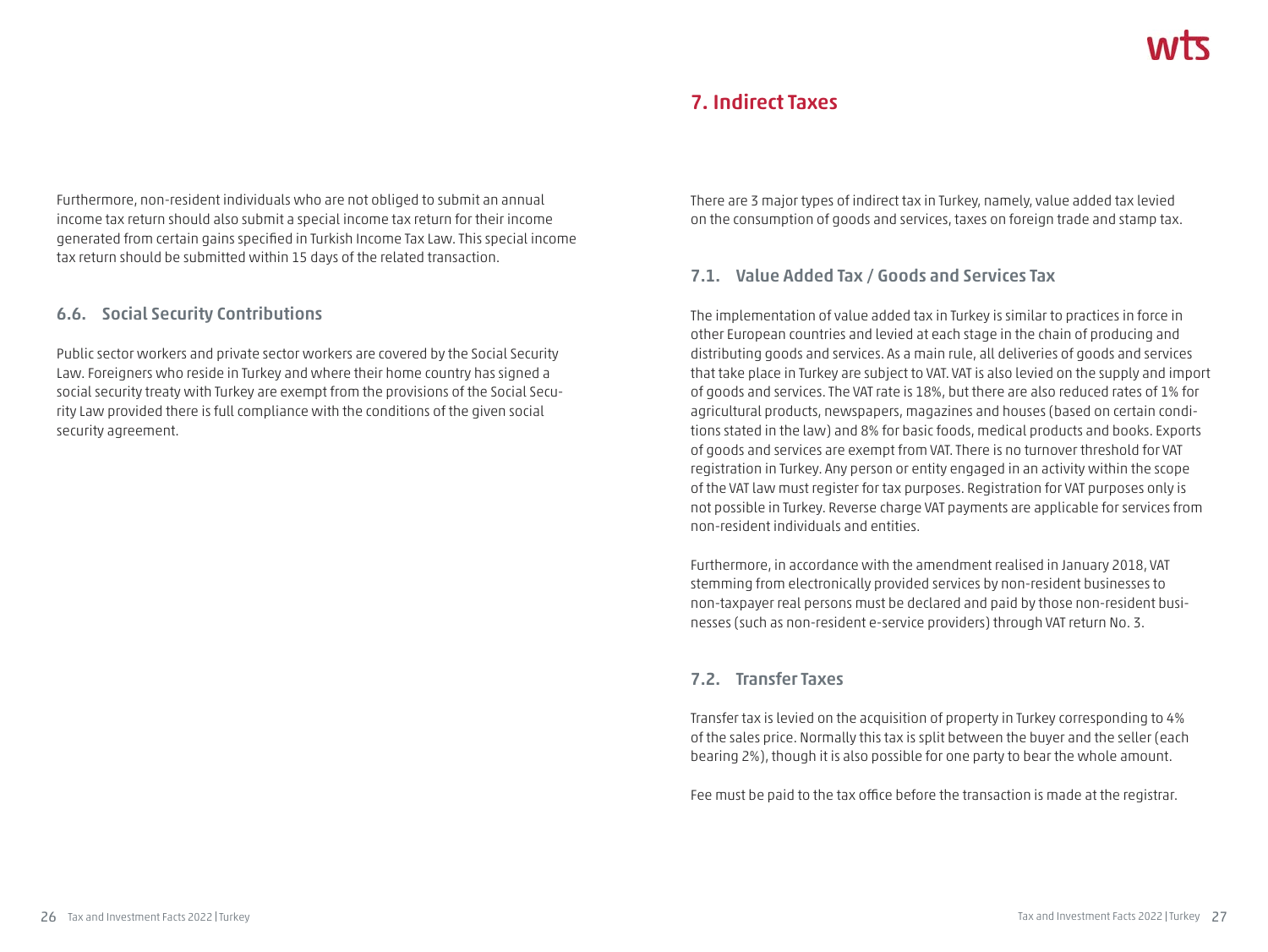Furthermore, non-resident individuals who are not obliged to submit an annual income tax return should also submit a special income tax return for their income generated from certain gains specified in Turkish Income Tax Law. This special income tax return should be submitted within 15 days of the related transaction.

### 6.6. Social Security Contributions

Public sector workers and private sector workers are covered by the Social Security Law. Foreigners who reside in Turkey and where their home country has signed a social security treaty with Turkey are exempt from the provisions of the Social Security Law provided there is full compliance with the conditions of the given social security agreement.

## 7. Indirect Taxes

There are 3 major types of indirect tax in Turkey, namely, value added tax levied on the consumption of goods and services, taxes on foreign trade and stamp tax.

### 7.1. Value Added Tax / Goods and Services Tax

The implementation of value added tax in Turkey is similar to practices in force in other European countries and levied at each stage in the chain of producing and distributing goods and services. As a main rule, all deliveries of goods and services that take place in Turkey are subject to VAT. VAT is also levied on the supply and import of goods and services. The VAT rate is 18%, but there are also reduced rates of 1% for agricultural products, newspapers, magazines and houses (based on certain conditions stated in the law) and 8% for basic foods, medical products and books. Exports of goods and services are exempt from VAT. There is no turnover threshold for VAT registration in Turkey. Any person or entity engaged in an activity within the scope of the VAT law must register for tax purposes. Registration for VAT purposes only is not possible in Turkey. Reverse charge VAT payments are applicable for services from non-resident individuals and entities.

Furthermore, in accordance with the amendment realised in January 2018, VAT stemming from electronically provided services by non-resident businesses to non-taxpayer real persons must be declared and paid by those non-resident businesses (such as non-resident e-service providers) through VAT return No. 3.

### 7.2. Transfer Taxes

Transfer tax is levied on the acquisition of property in Turkey corresponding to 4% of the sales price. Normally this tax is split between the buyer and the seller (each bearing 2%), though it is also possible for one party to bear the whole amount.

Fee must be paid to the tax office before the transaction is made at the registrar.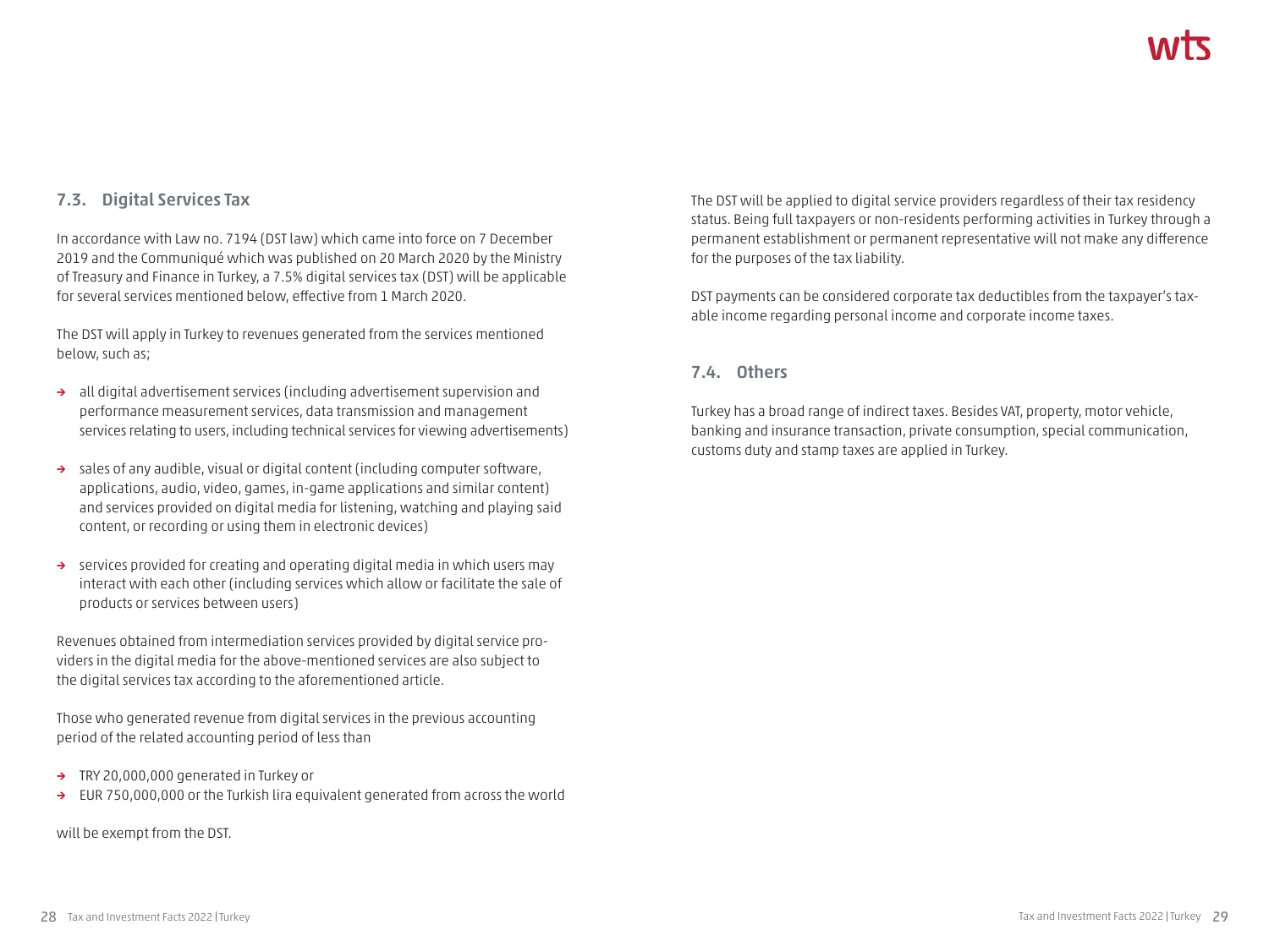## 7.3. Digital Services Tax

In accordance with Law no. 7194 (DST law) which came into force on 7 December 2019 and the Communiqué which was published on 20 March 2020 by the Ministry of Treasury and Finance in Turkey, a 7.5% digital services tax (DST) will be applicable for several services mentioned below, effective from 1 March 2020.

The DST will apply in Turkey to revenues generated from the services mentioned below, such as;

- all digital advertisement services (including advertisement supervision and performance measurement services, data transmission and management services relating to users, including technical services for viewing advertisements)
- sales of any audible, visual or digital content (including computer software, applications, audio, video, games, in-game applications and similar content) and services provided on digital media for listening, watching and playing said content, or recording or using them in electronic devices)
- services provided for creating and operating digital media in which users may interact with each other (including services which allow or facilitate the sale of products or services between users)

Revenues obtained from intermediation services provided by digital service providers in the digital media for the above-mentioned services are also subject to the digital services tax according to the aforementioned article.

Those who generated revenue from digital services in the previous accounting period of the related accounting period of less than

- TRY 20,000,000 generated in Turkey or
- EUR 750,000,000 or the Turkish lira equivalent generated from across the world

will be exempt from the DST.

The DST will be applied to digital service providers regardless of their tax residency status. Being full taxpayers or non-residents performing activities in Turkey through a permanent establishment or permanent representative will not make any difference for the purposes of the tax liability.

DST payments can be considered corporate tax deductibles from the taxpayer's taxable income regarding personal income and corporate income taxes.

## 7.4. Others

Turkey has a broad range of indirect taxes. Besides VAT, property, motor vehicle, banking and insurance transaction, private consumption, special communication, customs duty and stamp taxes are applied in Turkey.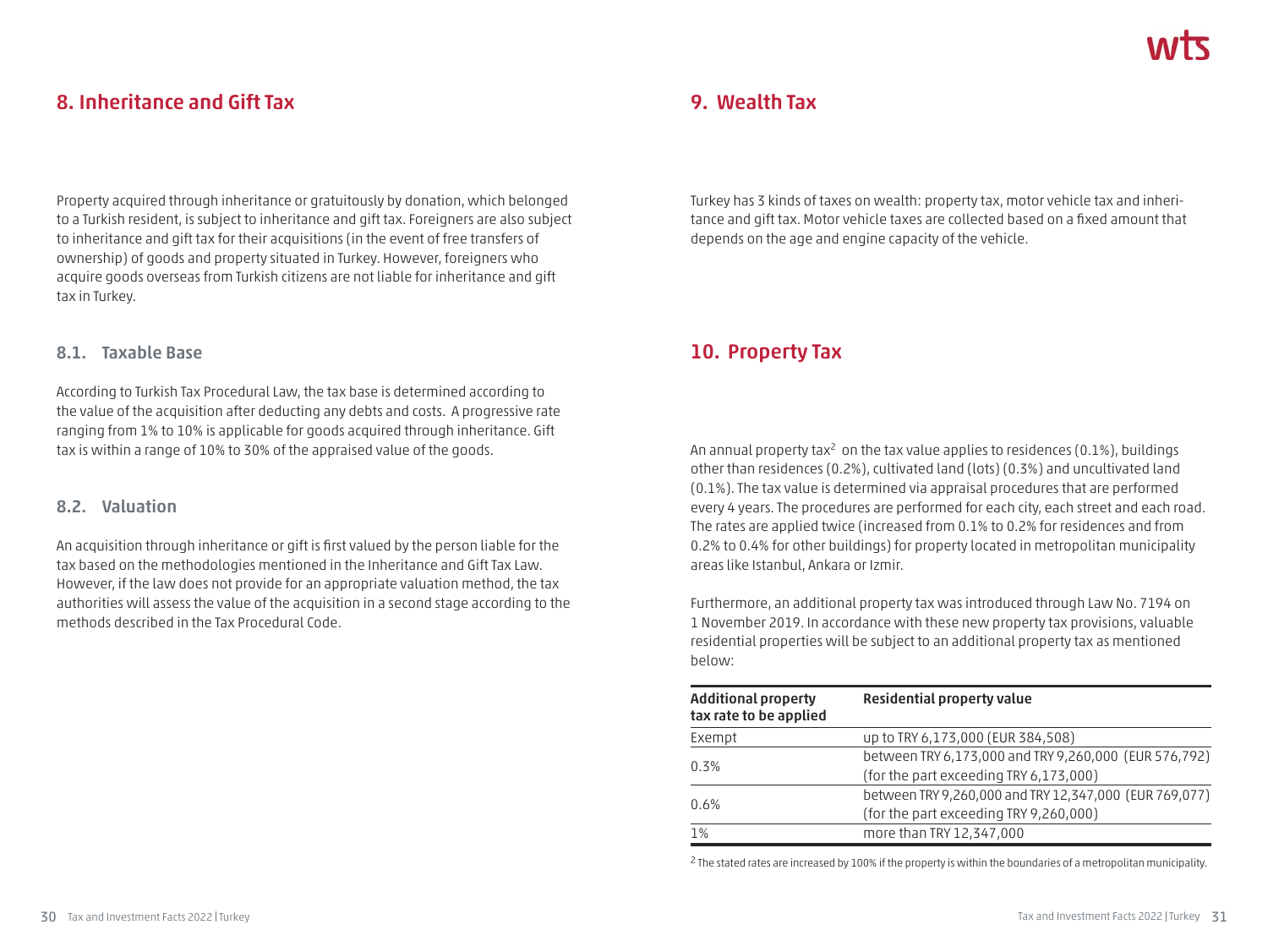## 8. Inheritance and Gift Tax

Property acquired through inheritance or gratuitously by donation, which belonged to a Turkish resident, is subject to inheritance and gift tax. Foreigners are also subject to inheritance and gift tax for their acquisitions (in the event of free transfers of ownership) of goods and property situated in Turkey. However, foreigners who acquire goods overseas from Turkish citizens are not liable for inheritance and gift tax in Turkey.

### 8.1. Taxable Base

According to Turkish Tax Procedural Law, the tax base is determined according to the value of the acquisition after deducting any debts and costs. A progressive rate ranging from 1% to 10% is applicable for goods acquired through inheritance. Gift tax is within a range of 10% to 30% of the appraised value of the goods.

### 8.2. Valuation

An acquisition through inheritance or gift is first valued by the person liable for the tax based on the methodologies mentioned in the Inheritance and Gift Tax Law. However, if the law does not provide for an appropriate valuation method, the tax authorities will assess the value of the acquisition in a second stage according to the methods described in the Tax Procedural Code.

## 9. Wealth Tax

Turkey has 3 kinds of taxes on wealth: property tax, motor vehicle tax and inheritance and gift tax. Motor vehicle taxes are collected based on a fixed amount that depends on the age and engine capacity of the vehicle.

## 10. Property Tax

An annual property tax[2] on the tax value applies to residences (0.1%), buildings other than residences (0.2%), cultivated land (lots) (0.3%) and uncultivated land (0.1%). The tax value is determined via appraisal procedures that are performed every 4 years. The procedures are performed for each city, each street and each road. The rates are applied twice (increased from 0.1% to 0.2% for residences and from 0.2% to 0.4% for other buildings) for property located in metropolitan municipality areas like Istanbul, Ankara or Izmir.

Furthermore, an additional property tax was introduced through Law No. 7194 on 1 November 2019. In accordance with these new property tax provisions, valuable residential properties will be subject to an additional property tax as mentioned below:

| Additional property tax rate to be applied | Residential property value |
|---|---|
| Exempt | up to TRY 6,173,000 (EUR 384,508) |
| 0.3% | between TRY 6,173,000 and TRY 9,260,000 (EUR 576,792) (for the part exceeding TRY 6,173,000) |
| 0.6% | between TRY 9,260,000 and TRY 12,347,000 (EUR 769,077) (for the part exceeding TRY 9,260,000) |
| 1% | more than TRY 12,347,000 |

[2] The stated rates are increased by 100% if the property is within the boundaries of a metropolitan municipality.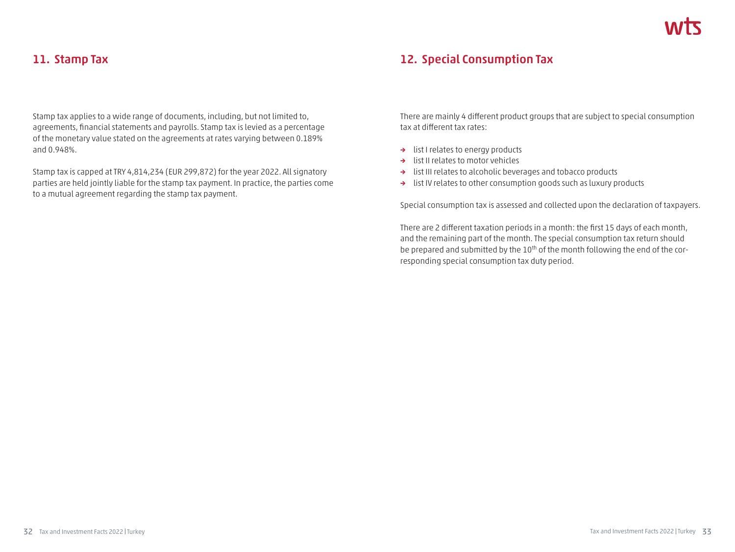## 11. Stamp Tax

Stamp tax applies to a wide range of documents, including, but not limited to, agreements, financial statements and payrolls. Stamp tax is levied as a percentage of the monetary value stated on the agreements at rates varying between 0.189% and 0.948%.

Stamp tax is capped at TRY 4,814,234 (EUR 299,872) for the year 2022. All signatory parties are held jointly liable for the stamp tax payment. In practice, the parties come to a mutual agreement regarding the stamp tax payment.

## 12. Special Consumption Tax

There are mainly 4 different product groups that are subject to special consumption tax at different tax rates:

- list I relates to energy products
- list II relates to motor vehicles
- list III relates to alcoholic beverages and tobacco products
- list IV relates to other consumption goods such as luxury products

Special consumption tax is assessed and collected upon the declaration of taxpayers.

There are 2 different taxation periods in a month: the first 15 days of each month, and the remaining part of the month. The special consumption tax return should be prepared and submitted by the 10th of the month following the end of the corresponding special consumption tax duty period.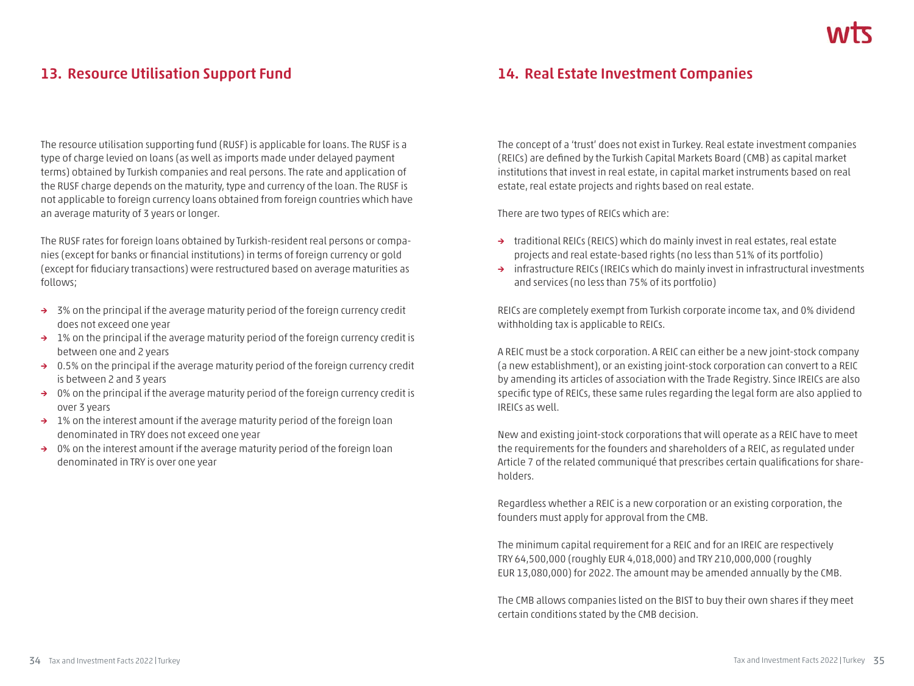## 13. Resource Utilisation Support Fund

The resource utilisation supporting fund (RUSF) is applicable for loans. The RUSF is a type of charge levied on loans (as well as imports made under delayed payment terms) obtained by Turkish companies and real persons. The rate and application of the RUSF charge depends on the maturity, type and currency of the loan. The RUSF is not applicable to foreign currency loans obtained from foreign countries which have an average maturity of 3 years or longer.

The RUSF rates for foreign loans obtained by Turkish-resident real persons or companies (except for banks or financial institutions) in terms of foreign currency or gold (except for fiduciary transactions) were restructured based on average maturities as follows;

- 3% on the principal if the average maturity period of the foreign currency credit does not exceed one year
- 1% on the principal if the average maturity period of the foreign currency credit is between one and 2 years
- 0.5% on the principal if the average maturity period of the foreign currency credit is between 2 and 3 years
- 0% on the principal if the average maturity period of the foreign currency credit is over 3 years
- 1% on the interest amount if the average maturity period of the foreign loan denominated in TRY does not exceed one year
- 0% on the interest amount if the average maturity period of the foreign loan denominated in TRY is over one year

## 14. Real Estate Investment Companies

The concept of a 'trust' does not exist in Turkey. Real estate investment companies (REICs) are defined by the Turkish Capital Markets Board (CMB) as capital market institutions that invest in real estate, in capital market instruments based on real estate, real estate projects and rights based on real estate.

There are two types of REICs which are:

- traditional REICs (REICS) which do mainly invest in real estates, real estate projects and real estate-based rights (no less than 51% of its portfolio)
- infrastructure REICs (IREICs which do mainly invest in infrastructural investments and services (no less than 75% of its portfolio)

REICs are completely exempt from Turkish corporate income tax, and 0% dividend withholding tax is applicable to REICs.

A REIC must be a stock corporation. A REIC can either be a new joint-stock company (a new establishment), or an existing joint-stock corporation can convert to a REIC by amending its articles of association with the Trade Registry. Since IREICs are also specific type of REICs, these same rules regarding the legal form are also applied to IREICs as well.

New and existing joint-stock corporations that will operate as a REIC have to meet the requirements for the founders and shareholders of a REIC, as regulated under Article 7 of the related communiqué that prescribes certain qualifications for shareholders.

Regardless whether a REIC is a new corporation or an existing corporation, the founders must apply for approval from the CMB.

The minimum capital requirement for a REIC and for an IREIC are respectively TRY 64,500,000 (roughly EUR 4,018,000) and TRY 210,000,000 (roughly EUR 13,080,000) for 2022. The amount may be amended annually by the CMB.

The CMB allows companies listed on the BIST to buy their own shares if they meet certain conditions stated by the CMB decision.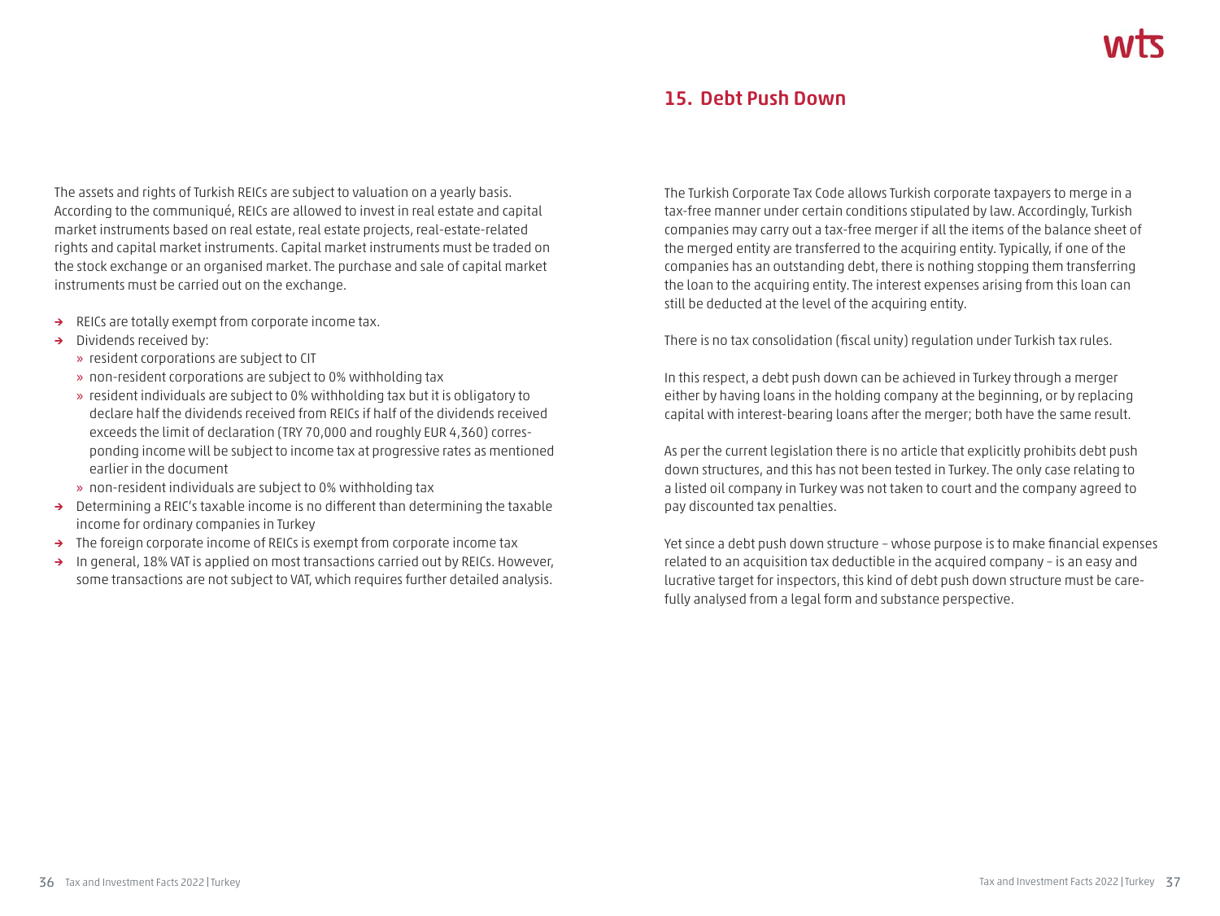The assets and rights of Turkish REICs are subject to valuation on a yearly basis. According to the communiqué, REICs are allowed to invest in real estate and capital market instruments based on real estate, real estate projects, real-estate-related rights and capital market instruments. Capital market instruments must be traded on the stock exchange or an organised market. The purchase and sale of capital market instruments must be carried out on the exchange.

- REICs are totally exempt from corporate income tax.
- Dividends received by:
  - resident corporations are subject to CIT
  - non-resident corporations are subject to 0% withholding tax
  - resident individuals are subject to 0% withholding tax but it is obligatory to declare half the dividends received from REICs if half of the dividends received exceeds the limit of declaration (TRY 70,000 and roughly EUR 4,360) corresponding income will be subject to income tax at progressive rates as mentioned earlier in the document
  - non-resident individuals are subject to 0% withholding tax
- Determining a REIC's taxable income is no different than determining the taxable income for ordinary companies in Turkey
- The foreign corporate income of REICs is exempt from corporate income tax
- In general, 18% VAT is applied on most transactions carried out by REICs. However, some transactions are not subject to VAT, which requires further detailed analysis.

## 15. Debt Push Down

The Turkish Corporate Tax Code allows Turkish corporate taxpayers to merge in a tax-free manner under certain conditions stipulated by law. Accordingly, Turkish companies may carry out a tax-free merger if all the items of the balance sheet of the merged entity are transferred to the acquiring entity. Typically, if one of the companies has an outstanding debt, there is nothing stopping them transferring the loan to the acquiring entity. The interest expenses arising from this loan can still be deducted at the level of the acquiring entity.

There is no tax consolidation (fiscal unity) regulation under Turkish tax rules.

In this respect, a debt push down can be achieved in Turkey through a merger either by having loans in the holding company at the beginning, or by replacing capital with interest-bearing loans after the merger; both have the same result.

As per the current legislation there is no article that explicitly prohibits debt push down structures, and this has not been tested in Turkey. The only case relating to a listed oil company in Turkey was not taken to court and the company agreed to pay discounted tax penalties.

Yet since a debt push down structure – whose purpose is to make financial expenses related to an acquisition tax deductible in the acquired company – is an easy and lucrative target for inspectors, this kind of debt push down structure must be carefully analysed from a legal form and substance perspective.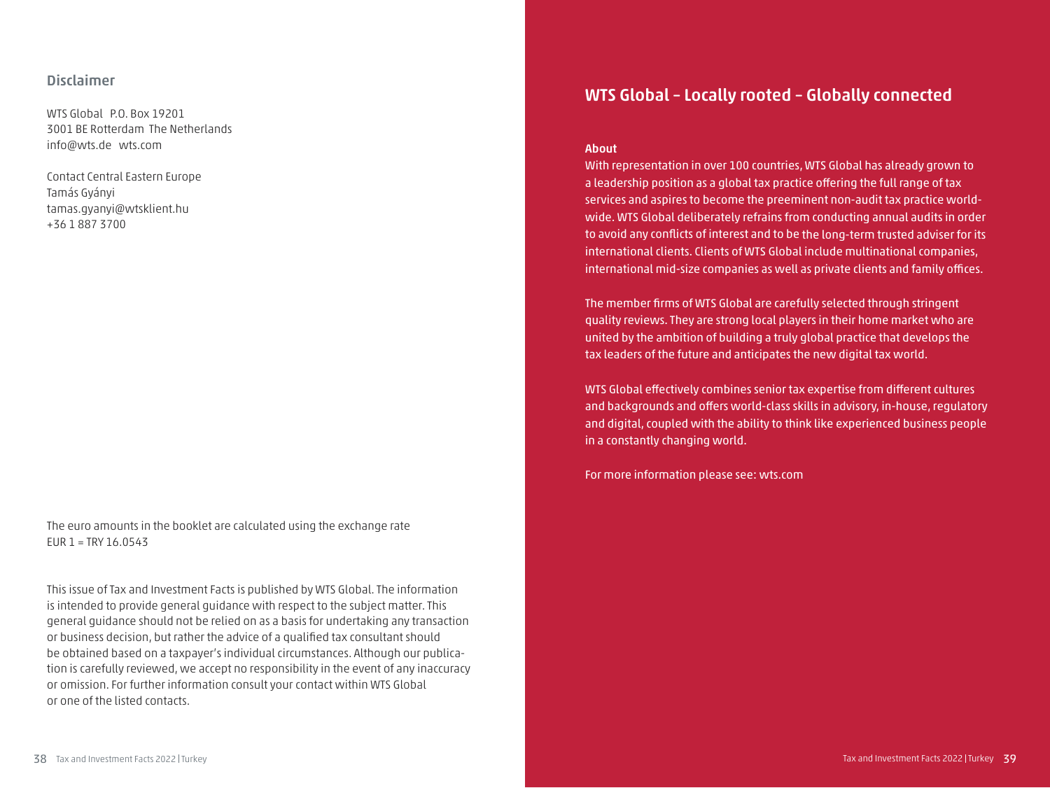## Disclaimer

WTS Global P.O. Box 19201
3001 BE Rotterdam The Netherlands
info@wts.de wts.com

Contact Central Eastern Europe
Tamás Gyányi
tamas.gyanyi@wtsklient.hu
+36 1 887 3700

The euro amounts in the booklet are calculated using the exchange rate
EUR 1 = TRY 16.0543

This issue of Tax and Investment Facts is published by WTS Global. The information is intended to provide general guidance with respect to the subject matter. This general guidance should not be relied on as a basis for undertaking any transaction or business decision, but rather the advice of a qualified tax consultant should be obtained based on a taxpayer's individual circumstances. Although our publication is carefully reviewed, we accept no responsibility in the event of any inaccuracy or omission. For further information consult your contact within WTS Global or one of the listed contacts.

## WTS Global – Locally rooted – Globally connected

**About**

With representation in over 100 countries, WTS Global has already grown to a leadership position as a global tax practice offering the full range of tax services and aspires to become the preeminent non-audit tax practice worldwide. WTS Global deliberately refrains from conducting annual audits in order to avoid any conflicts of interest and to be the long-term trusted adviser for its international clients. Clients of WTS Global include multinational companies, international mid-size companies as well as private clients and family offices.

The member firms of WTS Global are carefully selected through stringent quality reviews. They are strong local players in their home market who are united by the ambition of building a truly global practice that develops the tax leaders of the future and anticipates the new digital tax world.

WTS Global effectively combines senior tax expertise from different cultures and backgrounds and offers world-class skills in advisory, in-house, regulatory and digital, coupled with the ability to think like experienced business people in a constantly changing world.

For more information please see: wts.com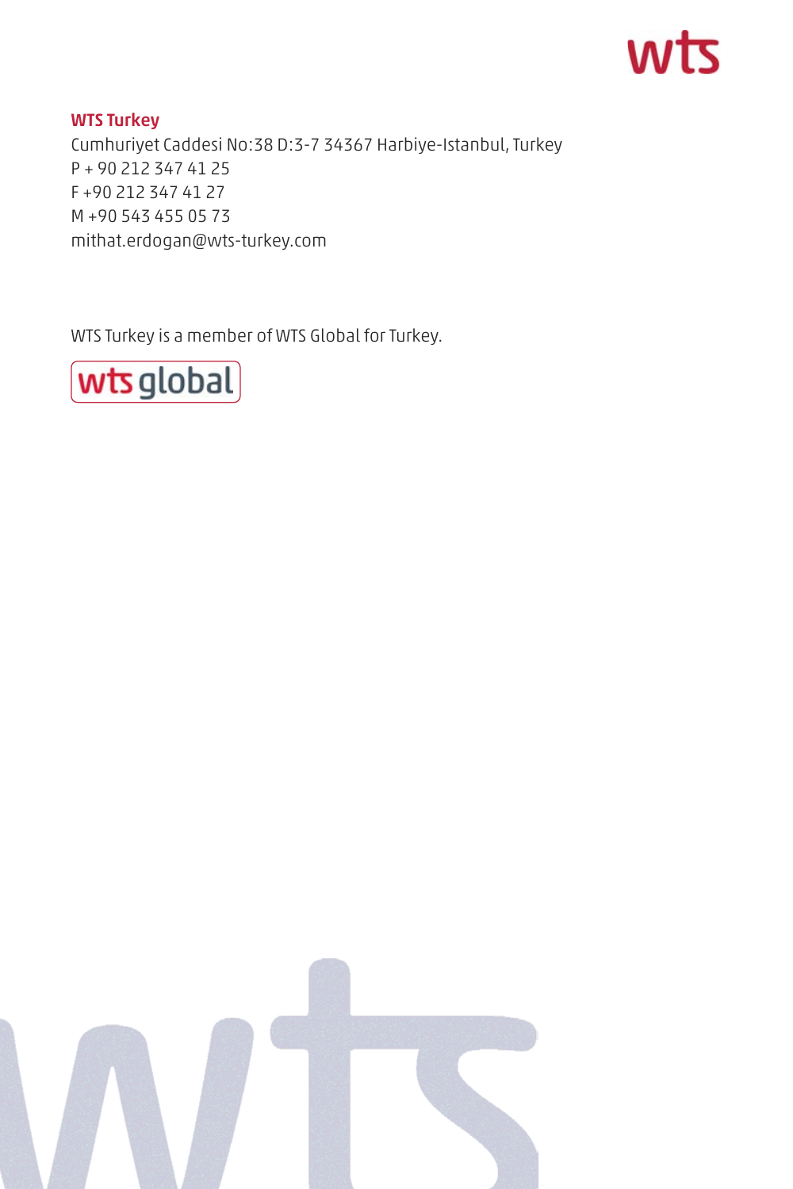**WTS Turkey**
Cumhuriyet Caddesi No:38 D:3-7 34367 Harbiye-Istanbul, Turkey
P + 90 212 347 41 25
F +90 212 347 41 27
M +90 543 455 05 73
mithat.erdogan@wts-turkey.com

WTS Turkey is a member of WTS Global for Turkey.